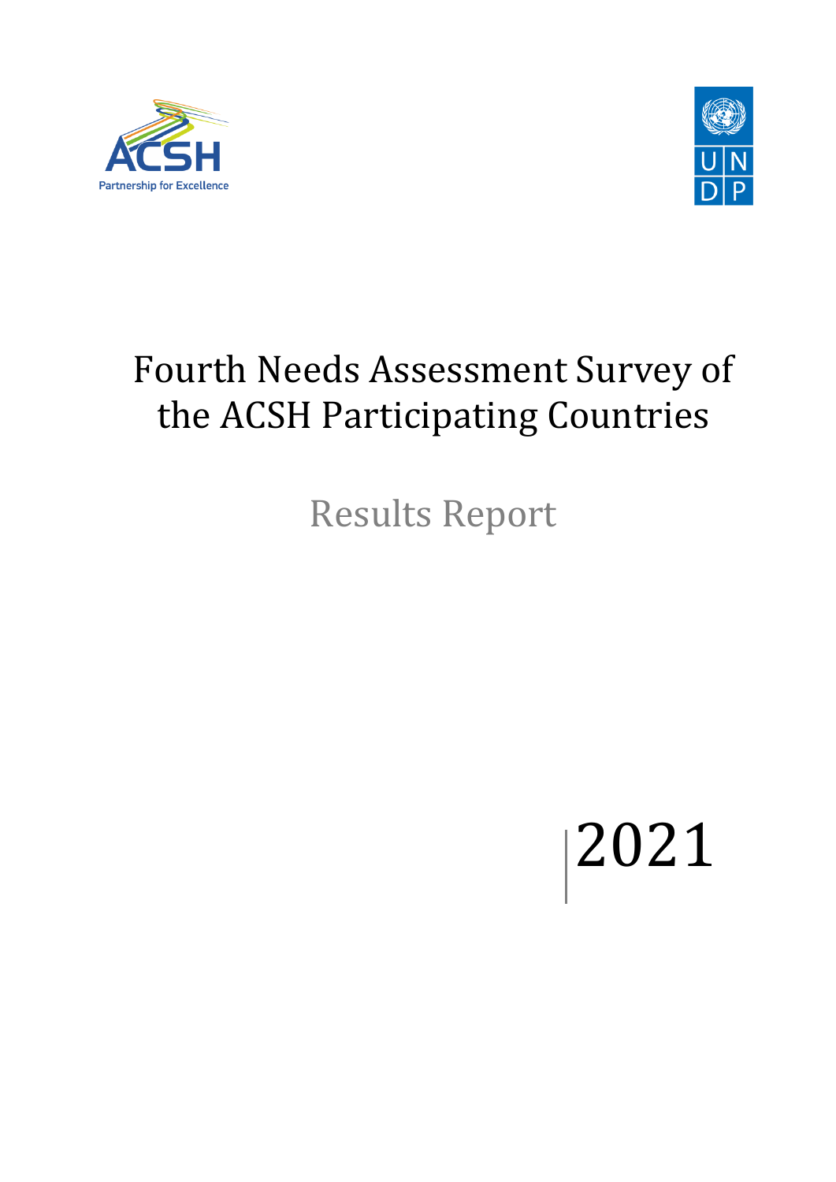ACSH

Partnership for Excellence

UNDP

# Fourth Needs Assessment Survey of the ACSH Participating Countries

## Results Report

2021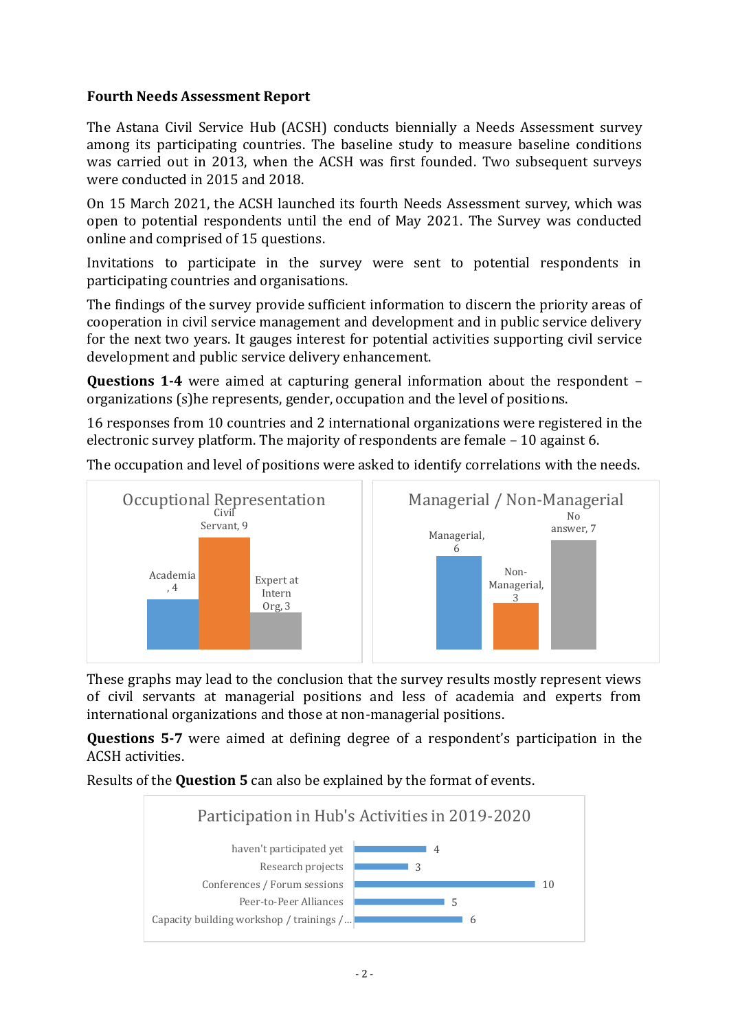**Fourth Needs Assessment Report**

The Astana Civil Service Hub (ACSH) conducts biennially a Needs Assessment survey among its participating countries. The baseline study to measure baseline conditions was carried out in 2013, when the ACSH was first founded. Two subsequent surveys were conducted in 2015 and 2018.

On 15 March 2021, the ACSH launched its fourth Needs Assessment survey, which was open to potential respondents until the end of May 2021. The Survey was conducted online and comprised of 15 questions.

Invitations to participate in the survey were sent to potential respondents in participating countries and organisations.

The findings of the survey provide sufficient information to discern the priority areas of cooperation in civil service management and development and in public service delivery for the next two years. It gauges interest for potential activities supporting civil service development and public service delivery enhancement.

**Questions 1-4** were aimed at capturing general information about the respondent – organizations (s)he represents, gender, occupation and the level of positions.

16 responses from 10 countries and 2 international organizations were registered in the electronic survey platform. The majority of respondents are female – 10 against 6.

The occupation and level of positions were asked to identify correlations with the needs.

Occuptional Representation

| Category | Value |
|---|---|
| Academia | 4 |
| Civil Servant | 9 |
| Expert at Intern Org | 3 |

Managerial / Non-Managerial

| Category | Value |
|---|---|
| Managerial | 6 |
| Non-Managerial | 3 |
| No answer | 7 |

These graphs may lead to the conclusion that the survey results mostly represent views of civil servants at managerial positions and less of academia and experts from international organizations and those at non-managerial positions.

**Questions 5-7** were aimed at defining degree of a respondent's participation in the ACSH activities.

Results of the **Question 5** can also be explained by the format of events.

Participation in Hub's Activities in 2019-2020

| Activity | Value |
|---|---|
| haven't participated yet | 4 |
| Research projects | 3 |
| Conferences / Forum sessions | 10 |
| Peer-to-Peer Alliances | 5 |
| Capacity building workshop / trainings /... | 6 |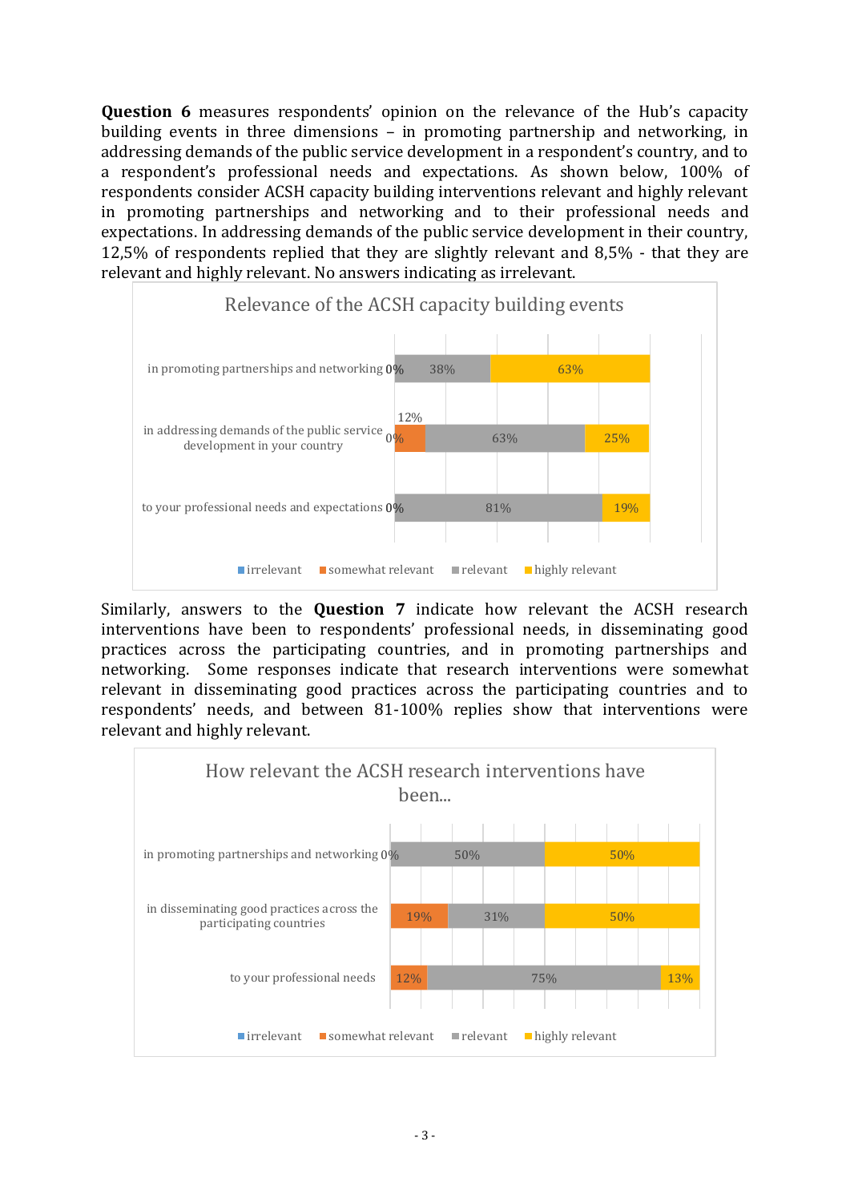**Question 6** measures respondents' opinion on the relevance of the Hub's capacity building events in three dimensions – in promoting partnership and networking, in addressing demands of the public service development in a respondent's country, and to a respondent's professional needs and expectations. As shown below, 100% of respondents consider ACSH capacity building interventions relevant and highly relevant in promoting partnerships and networking and to their professional needs and expectations. In addressing demands of the public service development in their country, 12,5% of respondents replied that they are slightly relevant and 8,5% - that they are relevant and highly relevant. No answers indicating as irrelevant.

**Relevance of the ACSH capacity building events**

| | irrelevant | somewhat relevant | relevant | highly relevant |
|---|---|---|---|---|
| in promoting partnerships and networking | 0% | | 38% | 63% |
| in addressing demands of the public service development in your country | 0% | 12% | 63% | 25% |
| to your professional needs and expectations | 0% | | 81% | 19% |

Similarly, answers to the **Question 7** indicate how relevant the ACSH research interventions have been to respondents' professional needs, in disseminating good practices across the participating countries, and in promoting partnerships and networking. Some responses indicate that research interventions were somewhat relevant in disseminating good practices across the participating countries and to respondents' needs, and between 81-100% replies show that interventions were relevant and highly relevant.

**How relevant the ACSH research interventions have been...**

| | irrelevant | somewhat relevant | relevant | highly relevant |
|---|---|---|---|---|
| in promoting partnerships and networking | 0% | | 50% | 50% |
| in disseminating good practices across the participating countries | | 19% | 31% | 50% |
| to your professional needs | | 12% | 75% | 13% |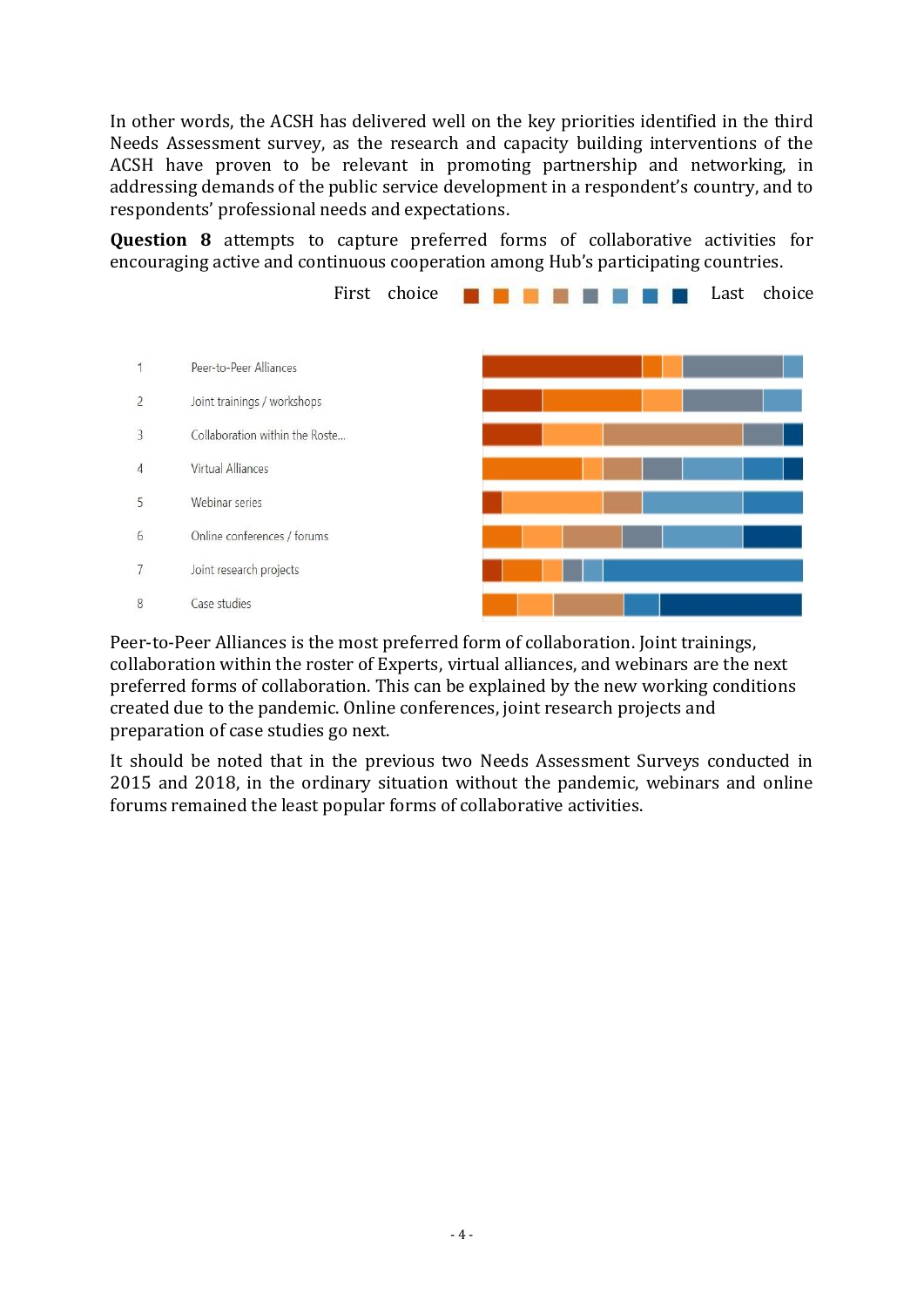In other words, the ACSH has delivered well on the key priorities identified in the third Needs Assessment survey, as the research and capacity building interventions of the ACSH have proven to be relevant in promoting partnership and networking, in addressing demands of the public service development in a respondent's country, and to respondents' professional needs and expectations.

**Question 8** attempts to capture preferred forms of collaborative activities for encouraging active and continuous cooperation among Hub's participating countries.

First choice ■ ■ ■ ■ ■ ■ ■ ■ Last choice

1 Peer-to-Peer Alliances
2 Joint trainings / workshops
3 Collaboration within the Roste...
4 Virtual Alliances
5 Webinar series
6 Online conferences / forums
7 Joint research projects
8 Case studies

Peer-to-Peer Alliances is the most preferred form of collaboration. Joint trainings, collaboration within the roster of Experts, virtual alliances, and webinars are the next preferred forms of collaboration. This can be explained by the new working conditions created due to the pandemic. Online conferences, joint research projects and preparation of case studies go next.

It should be noted that in the previous two Needs Assessment Surveys conducted in 2015 and 2018, in the ordinary situation without the pandemic, webinars and online forums remained the least popular forms of collaborative activities.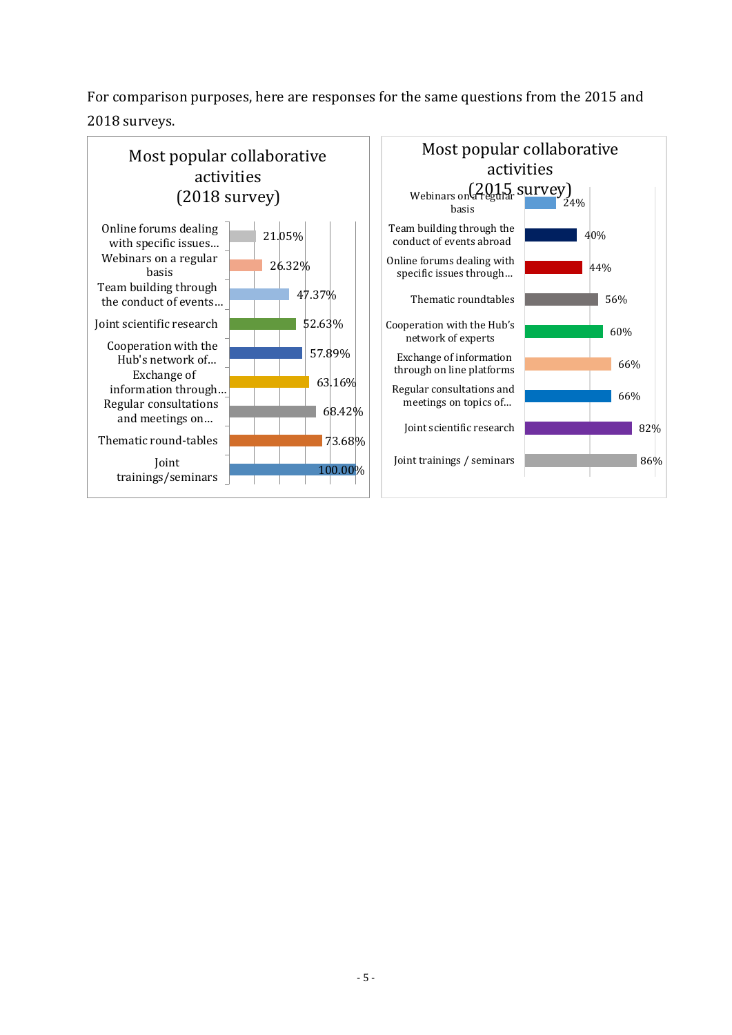For comparison purposes, here are responses for the same questions from the 2015 and 2018 surveys.

**Most popular collaborative activities (2018 survey)**

| Activity | % |
|---|---|
| Online forums dealing with specific issues... | 21.05% |
| Webinars on a regular basis | 26.32% |
| Team building through the conduct of events... | 47.37% |
| Joint scientific research | 52.63% |
| Cooperation with the Hub's network of... | 57.89% |
| Exchange of information through... | 63.16% |
| Regular consultations and meetings on... | 68.42% |
| Thematic round-tables | 73.68% |
| Joint trainings/seminars | 100.00% |

**Most popular collaborative activities (2015 survey)**

| Activity | % |
|---|---|
| Webinars on a regular basis | 24% |
| Team building through the conduct of events abroad | 40% |
| Online forums dealing with specific issues through... | 44% |
| Thematic roundtables | 56% |
| Cooperation with the Hub's network of experts | 60% |
| Exchange of information through on line platforms | 66% |
| Regular consultations and meetings on topics of... | 66% |
| Joint scientific research | 82% |
| Joint trainings / seminars | 86% |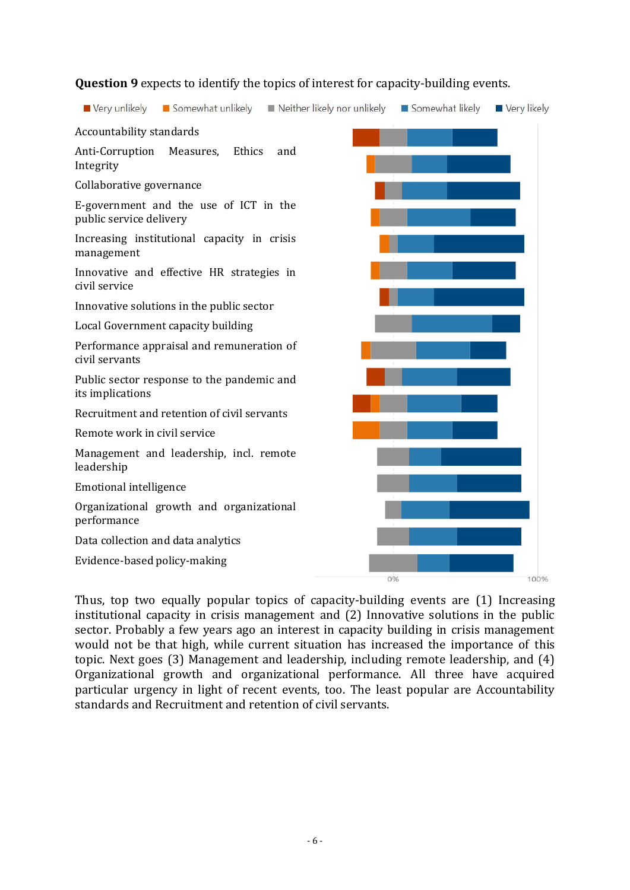**Question 9** expects to identify the topics of interest for capacity-building events.

Very unlikely | Somewhat unlikely | Neither likely nor unlikely | Somewhat likely | Very likely

Accountability standards

Anti-Corruption Measures, Ethics and Integrity

Collaborative governance

E-government and the use of ICT in the public service delivery

Increasing institutional capacity in crisis management

Innovative and effective HR strategies in civil service

Innovative solutions in the public sector

Local Government capacity building

Performance appraisal and remuneration of civil servants

Public sector response to the pandemic and its implications

Recruitment and retention of civil servants

Remote work in civil service

Management and leadership, incl. remote leadership

Emotional intelligence

Organizational growth and organizational performance

Data collection and data analytics

Evidence-based policy-making

0% 100%

Thus, top two equally popular topics of capacity-building events are (1) Increasing institutional capacity in crisis management and (2) Innovative solutions in the public sector. Probably a few years ago an interest in capacity building in crisis management would not be that high, while current situation has increased the importance of this topic. Next goes (3) Management and leadership, including remote leadership, and (4) Organizational growth and organizational performance. All three have acquired particular urgency in light of recent events, too. The least popular are Accountability standards and Recruitment and retention of civil servants.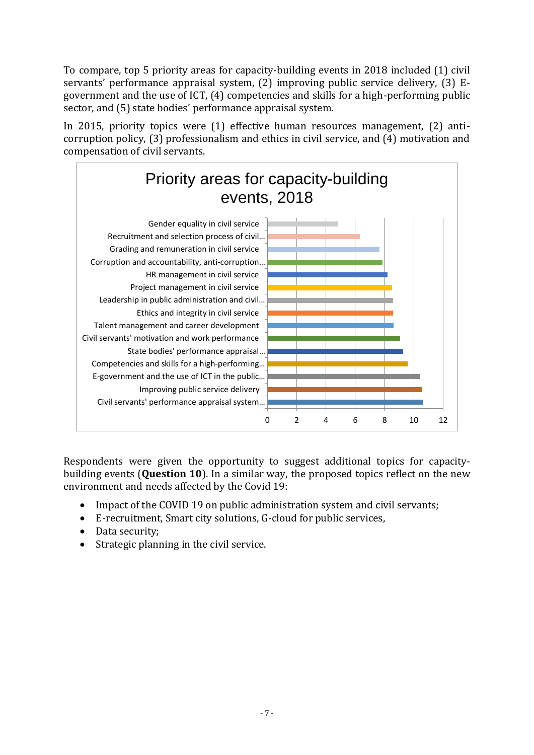To compare, top 5 priority areas for capacity-building events in 2018 included (1) civil servants' performance appraisal system, (2) improving public service delivery, (3) E-government and the use of ICT, (4) competencies and skills for a high-performing public sector, and (5) state bodies' performance appraisal system.

In 2015, priority topics were (1) effective human resources management, (2) anti-corruption policy, (3) professionalism and ethics in civil service, and (4) motivation and compensation of civil servants.

**Priority areas for capacity-building events, 2018**

| Priority area | Approx. value |
|---|---|
| Gender equality in civil service | 4.8 |
| Recruitment and selection process of civil... | 6.3 |
| Grading and remuneration in civil service | 7.7 |
| Corruption and accountability, anti-corruption... | 7.9 |
| HR management in civil service | 8.2 |
| Project management in civil service | 8.5 |
| Leadership in public administration and civil... | 8.6 |
| Ethics and integrity in civil service | 8.6 |
| Talent management and career development | 8.6 |
| Civil servants' motivation and work performance | 9.1 |
| State bodies' performance appraisal... | 9.3 |
| Competencies and skills for a high-performing... | 9.6 |
| E-government and the use of ICT in the public... | 10.4 |
| Improving public service delivery | 10.6 |
| Civil servants' performance appraisal system... | 10.6 |

Respondents were given the opportunity to suggest additional topics for capacity-building events (**Question 10**). In a similar way, the proposed topics reflect on the new environment and needs affected by the Covid 19:

- Impact of the COVID 19 on public administration system and civil servants;
- E-recruitment, Smart city solutions, G-cloud for public services,
- Data security;
- Strategic planning in the civil service.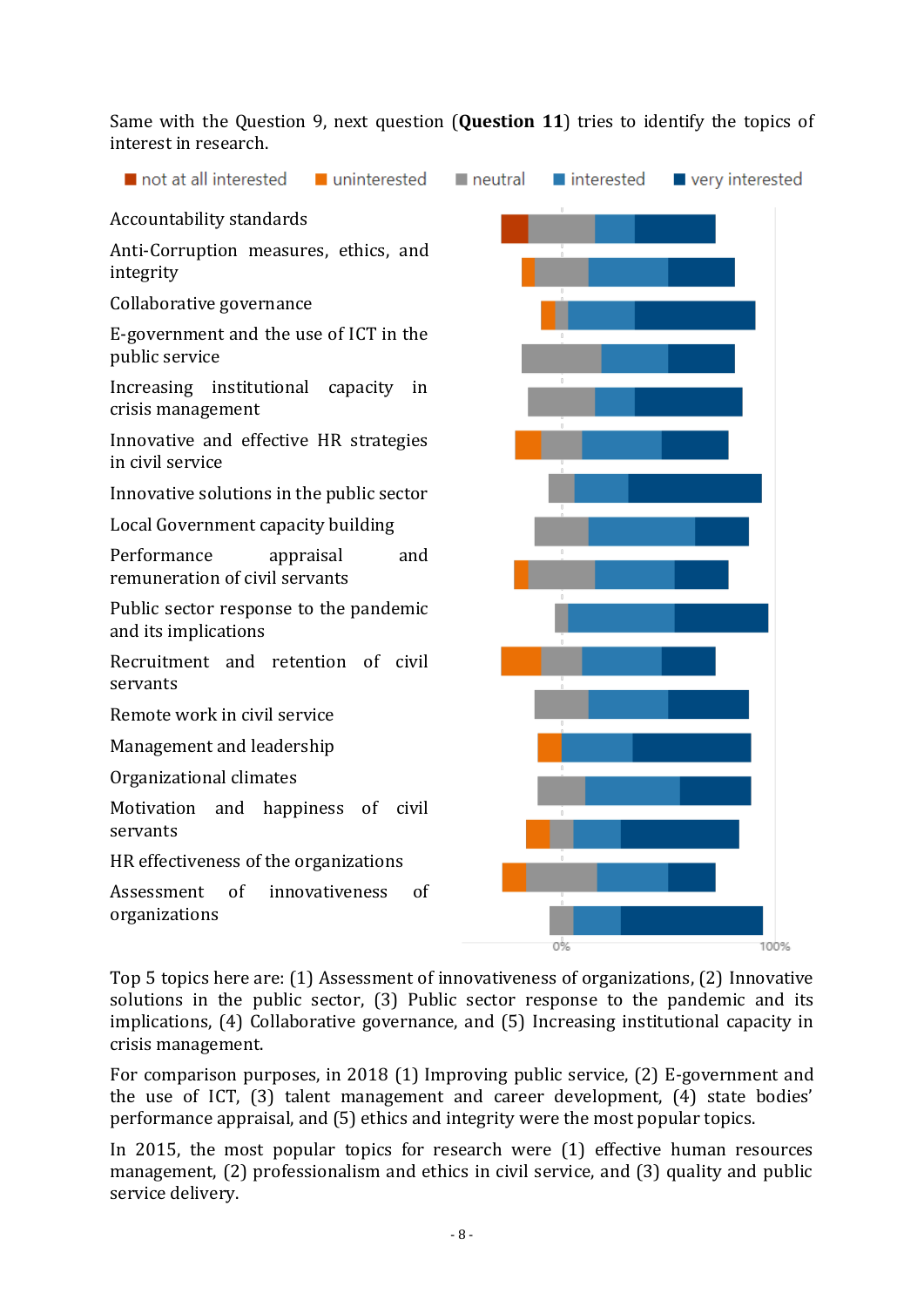Same with the Question 9, next question (**Question 11**) tries to identify the topics of interest in research.

not at all interested | uninterested | neutral | interested | very interested

Accountability standards

Anti-Corruption measures, ethics, and integrity

Collaborative governance

E-government and the use of ICT in the public service

Increasing institutional capacity in crisis management

Innovative and effective HR strategies in civil service

Innovative solutions in the public sector

Local Government capacity building

Performance appraisal and remuneration of civil servants

Public sector response to the pandemic and its implications

Recruitment and retention of civil servants

Remote work in civil service

Management and leadership

Organizational climates

Motivation and happiness of civil servants

HR effectiveness of the organizations

Assessment of innovativeness of organizations

0% 100%

Top 5 topics here are: (1) Assessment of innovativeness of organizations, (2) Innovative solutions in the public sector, (3) Public sector response to the pandemic and its implications, (4) Collaborative governance, and (5) Increasing institutional capacity in crisis management.

For comparison purposes, in 2018 (1) Improving public service, (2) E-government and the use of ICT, (3) talent management and career development, (4) state bodies' performance appraisal, and (5) ethics and integrity were the most popular topics.

In 2015, the most popular topics for research were (1) effective human resources management, (2) professionalism and ethics in civil service, and (3) quality and public service delivery.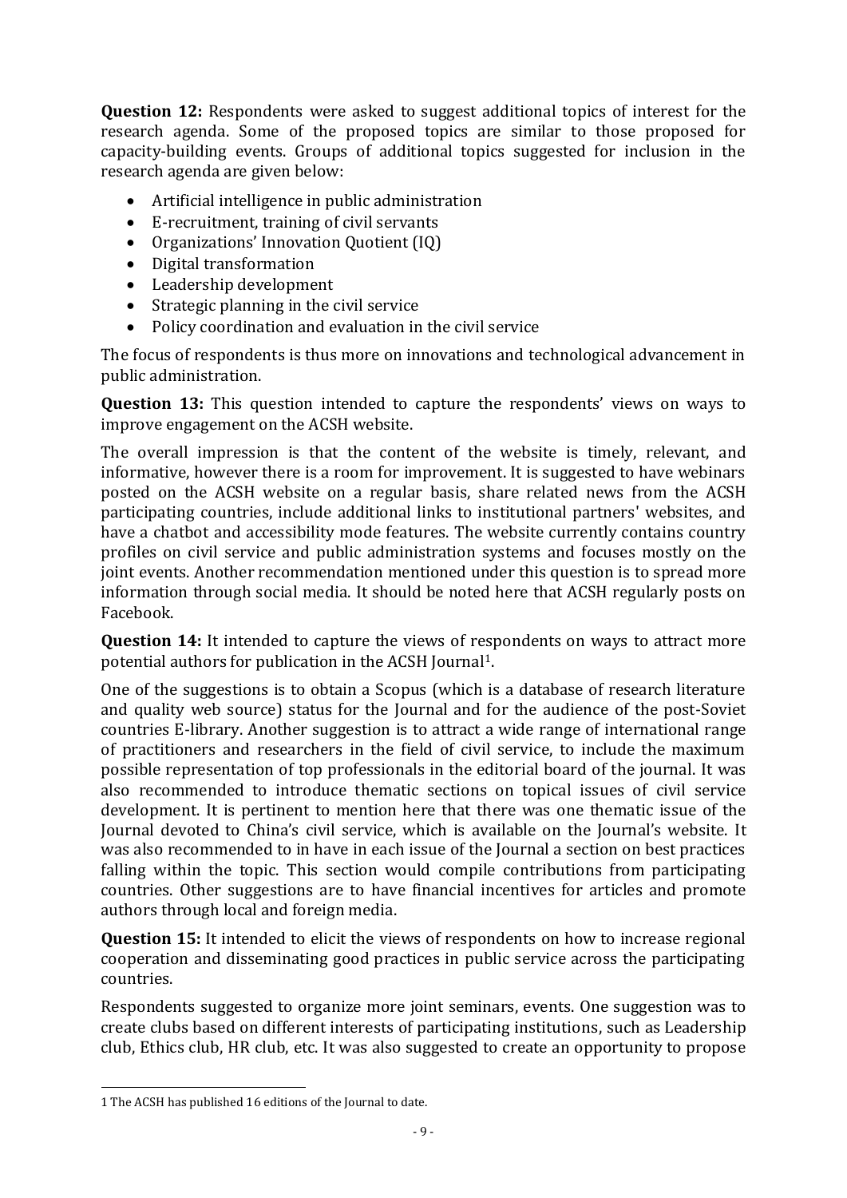**Question 12:** Respondents were asked to suggest additional topics of interest for the research agenda. Some of the proposed topics are similar to those proposed for capacity-building events. Groups of additional topics suggested for inclusion in the research agenda are given below:

- Artificial intelligence in public administration
- E-recruitment, training of civil servants
- Organizations' Innovation Quotient (IQ)
- Digital transformation
- Leadership development
- Strategic planning in the civil service
- Policy coordination and evaluation in the civil service

The focus of respondents is thus more on innovations and technological advancement in public administration.

**Question 13:** This question intended to capture the respondents' views on ways to improve engagement on the ACSH website.

The overall impression is that the content of the website is timely, relevant, and informative, however there is a room for improvement. It is suggested to have webinars posted on the ACSH website on a regular basis, share related news from the ACSH participating countries, include additional links to institutional partners' websites, and have a chatbot and accessibility mode features. The website currently contains country profiles on civil service and public administration systems and focuses mostly on the joint events. Another recommendation mentioned under this question is to spread more information through social media. It should be noted here that ACSH regularly posts on Facebook.

**Question 14:** It intended to capture the views of respondents on ways to attract more potential authors for publication in the ACSH Journal[1].

One of the suggestions is to obtain a Scopus (which is a database of research literature and quality web source) status for the Journal and for the audience of the post-Soviet countries E-library. Another suggestion is to attract a wide range of international range of practitioners and researchers in the field of civil service, to include the maximum possible representation of top professionals in the editorial board of the journal. It was also recommended to introduce thematic sections on topical issues of civil service development. It is pertinent to mention here that there was one thematic issue of the Journal devoted to China's civil service, which is available on the Journal's website. It was also recommended to in have in each issue of the Journal a section on best practices falling within the topic. This section would compile contributions from participating countries. Other suggestions are to have financial incentives for articles and promote authors through local and foreign media.

**Question 15:** It intended to elicit the views of respondents on how to increase regional cooperation and disseminating good practices in public service across the participating countries.

Respondents suggested to organize more joint seminars, events. One suggestion was to create clubs based on different interests of participating institutions, such as Leadership club, Ethics club, HR club, etc. It was also suggested to create an opportunity to propose

---

1 The ACSH has published 16 editions of the Journal to date.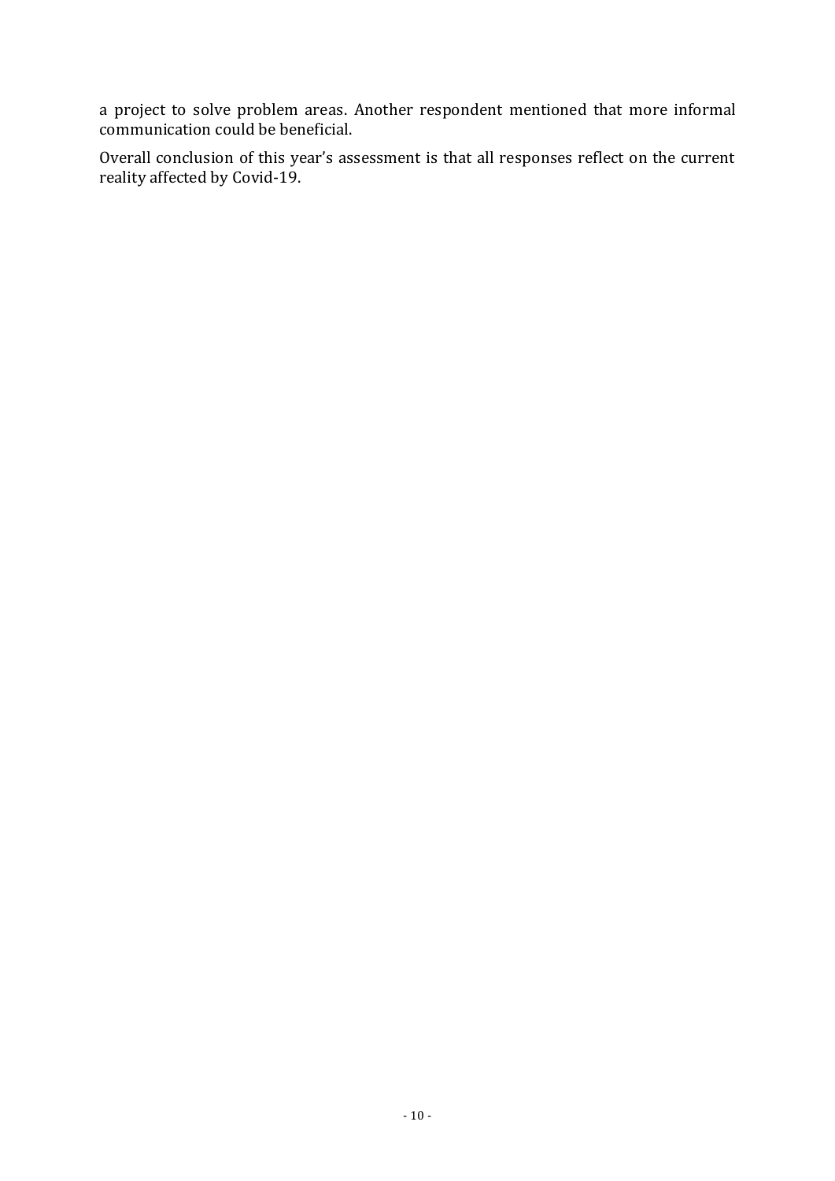a project to solve problem areas. Another respondent mentioned that more informal communication could be beneficial.

Overall conclusion of this year's assessment is that all responses reflect on the current reality affected by Covid-19.